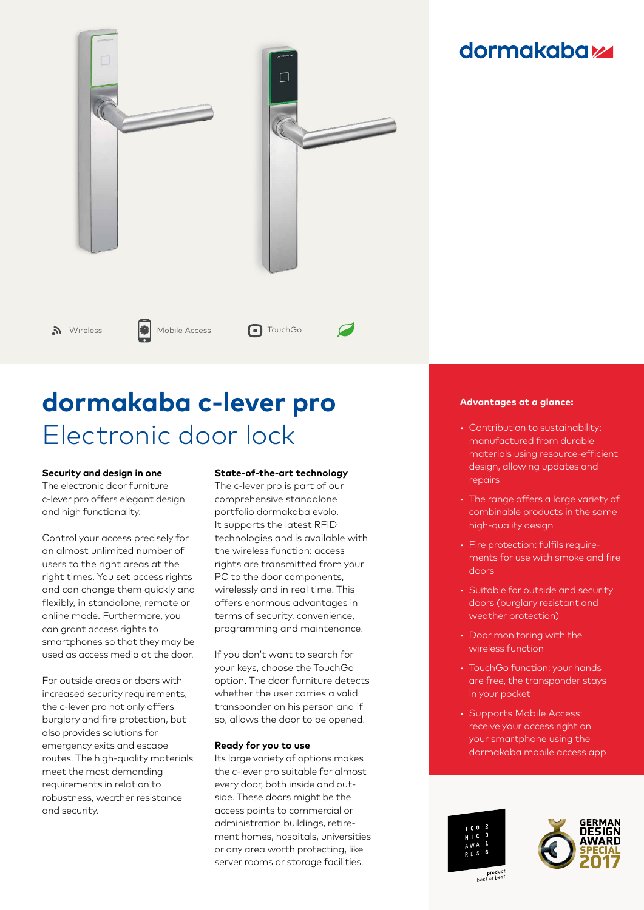dormakaba

Wireless Mobile Access TouchGo

# dormakaba c-lever pro
## Electronic door lock

**Security and design in one**
The electronic door furniture c-lever pro offers elegant design and high functionality.

Control your access precisely for an almost unlimited number of users to the right areas at the right times. You set access rights and can change them quickly and flexibly, in standalone, remote or online mode. Furthermore, you can grant access rights to smartphones so that they may be used as access media at the door.

For outside areas or doors with increased security requirements, the c-lever pro not only offers burglary and fire protection, but also provides solutions for emergency exits and escape routes. The high-quality materials meet the most demanding requirements in relation to robustness, weather resistance and security.

**State-of-the-art technology**
The c-lever pro is part of our comprehensive standalone portfolio dormakaba evolo. It supports the latest RFID technologies and is available with the wireless function: access rights are transmitted from your PC to the door components, wirelessly and in real time. This offers enormous advantages in terms of security, convenience, programming and maintenance.

If you don't want to search for your keys, choose the TouchGo option. The door furniture detects whether the user carries a valid transponder on his person and if so, allows the door to be opened.

**Ready for you to use**
Its large variety of options makes the c-lever pro suitable for almost every door, both inside and outside. These doors might be the access points to commercial or administration buildings, retirement homes, hospitals, universities or any area worth protecting, like server rooms or storage facilities.

**Advantages at a glance:**

- Contribution to sustainability: manufactured from durable materials using resource-efficient design, allowing updates and repairs
- The range offers a large variety of combinable products in the same high-quality design
- Fire protection: fulfils requirements for use with smoke and fire doors
- Suitable for outside and security doors (burglary resistant and weather protection)
- Door monitoring with the wireless function
- TouchGo function: your hands are free, the transponder stays in your pocket
- Supports Mobile Access: receive your access right on your smartphone using the dormakaba mobile access app

ICONIC AWARDS 2016 product best of best

GERMAN DESIGN AWARD SPECIAL 2017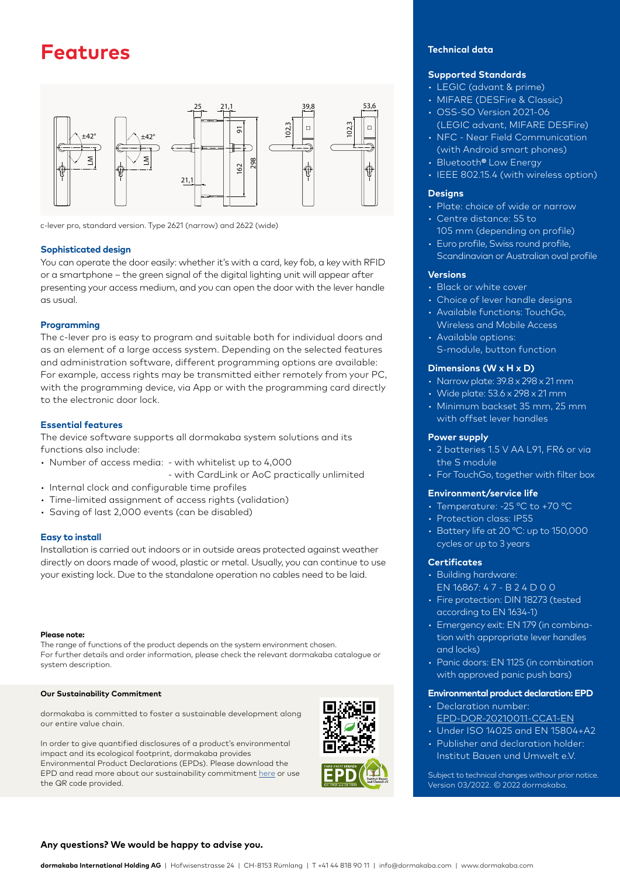# Features

±42°

±42°

LM

LM

25

21,1

91

162

298

21,1

39,8

102,3

53,6

102,3

c-lever pro, standard version. Type 2621 (narrow) and 2622 (wide)

### Sophisticated design

You can operate the door easily: whether it's with a card, key fob, a key with RFID or a smartphone – the green signal of the digital lighting unit will appear after presenting your access medium, and you can open the door with the lever handle as usual.

### Programming

The c-lever pro is easy to program and suitable both for individual doors and as an element of a large access system. Depending on the selected features and administration software, different programming options are available: For example, access rights may be transmitted either remotely from your PC, with the programming device, via App or with the programming card directly to the electronic door lock.

### Essential features

The device software supports all dormakaba system solutions and its functions also include:

- Number of access media: - with whitelist up to 4,000
  - with CardLink or AoC practically unlimited
- Internal clock and configurable time profiles
- Time-limited assignment of access rights (validation)
- Saving of last 2,000 events (can be disabled)

### Easy to install

Installation is carried out indoors or in outside areas protected against weather directly on doors made of wood, plastic or metal. Usually, you can continue to use your existing lock. Due to the standalone operation no cables need to be laid.

**Please note:**
The range of functions of the product depends on the system environment chosen.
For further details and order information, please check the relevant dormakaba catalogue or system description.

**Our Sustainability Commitment**

dormakaba is committed to foster a sustainable development along our entire value chain.

In order to give quantified disclosures of a product's environmental impact and its ecological footprint, dormakaba provides Environmental Product Declarations (EPDs). Please download the EPD and read more about our sustainability commitment here or use the QR code provided.

## Technical data

### Supported Standards

- LEGIC (advant & prime)
- MIFARE (DESFire & Classic)
- OSS-SO Version 2021-06 (LEGIC advant, MIFARE DESFire)
- NFC - Near Field Communication (with Android smart phones)
- Bluetooth® Low Energy
- IEEE 802.15.4 (with wireless option)

### Designs

- Plate: choice of wide or narrow
- Centre distance: 55 to 105 mm (depending on profile)
- Euro profile, Swiss round profile, Scandinavian or Australian oval profile

### Versions

- Black or white cover
- Choice of lever handle designs
- Available functions: TouchGo, Wireless and Mobile Access
- Available options: S-module, button function

### Dimensions (W x H x D)

- Narrow plate: 39.8 x 298 x 21 mm
- Wide plate: 53.6 x 298 x 21 mm
- Minimum backset 35 mm, 25 mm with offset lever handles

### Power supply

- 2 batteries 1.5 V AA L91, FR6 or via the S module
- For TouchGo, together with filter box

### Environment/service life

- Temperature: -25 °C to +70 °C
- Protection class: IP55
- Battery life at 20 °C: up to 150,000 cycles or up to 3 years

### Certificates

- Building hardware: EN 16867: 4 7 - B 2 4 D 0 0
- Fire protection: DIN 18273 (tested according to EN 1634-1)
- Emergency exit: EN 179 (in combination with appropriate lever handles and locks)
- Panic doors: EN 1125 (in combination with approved panic push bars)

### Environmental product declaration: EPD

- Declaration number: EPD-DOR-20210011-CCA1-EN
- Under ISO 14025 and EN 15804+A2
- Publisher and declaration holder: Institut Bauen und Umwelt e.V.

Subject to technical changes withour prior notice.
Version 03/2022. © 2022 dormakaba.

**Any questions? We would be happy to advise you.**

**dormakaba International Holding AG** | Hofwisenstrasse 24 | CH-8153 Rümlang | T +41 44 818 90 11 | info@dormakaba.com | www.dormakaba.com